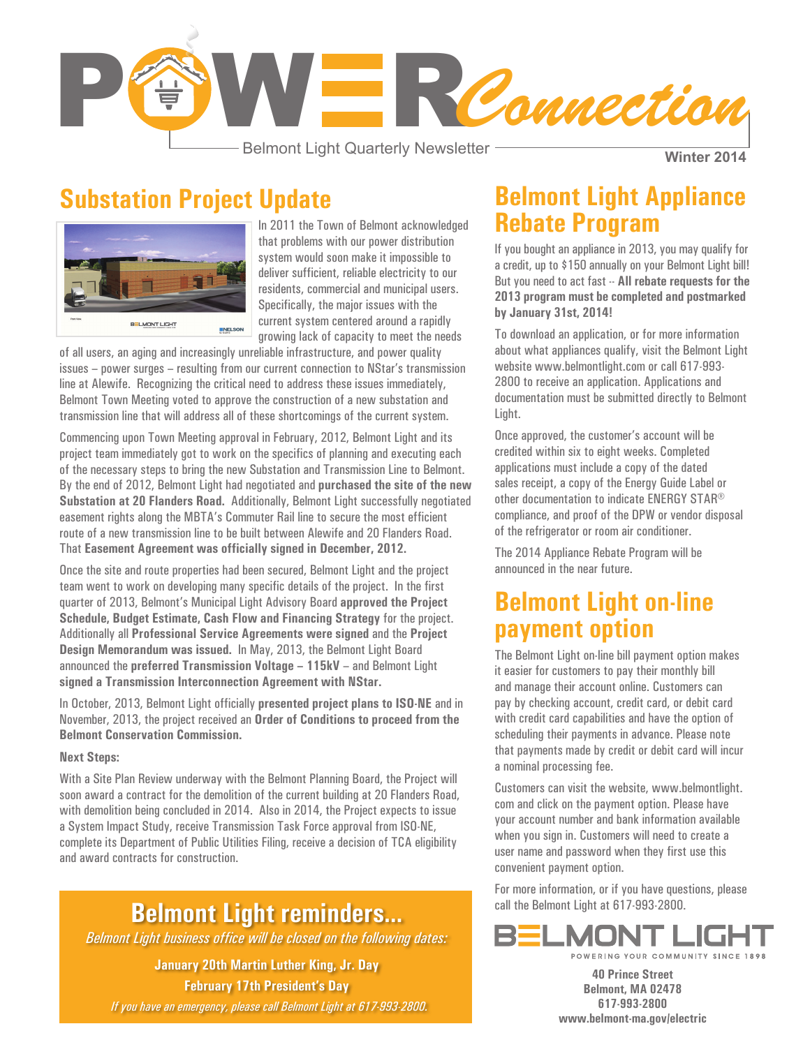# POWER Connection

Belmont Light Quarterly Newsletter

Winter 2014

## Substation Project Update

In 2011 the Town of Belmont acknowledged that problems with our power distribution system would soon make it impossible to deliver sufficient, reliable electricity to our residents, commercial and municipal users. Specifically, the major issues with the current system centered around a rapidly growing lack of capacity to meet the needs of all users, an aging and increasingly unreliable infrastructure, and power quality issues – power surges – resulting from our current connection to NStar's transmission line at Alewife. Recognizing the critical need to address these issues immediately, Belmont Town Meeting voted to approve the construction of a new substation and transmission line that will address all of these shortcomings of the current system.

Commencing upon Town Meeting approval in February, 2012, Belmont Light and its project team immediately got to work on the specifics of planning and executing each of the necessary steps to bring the new Substation and Transmission Line to Belmont. By the end of 2012, Belmont Light had negotiated and **purchased the site of the new Substation at 20 Flanders Road.** Additionally, Belmont Light successfully negotiated easement rights along the MBTA's Commuter Rail line to secure the most efficient route of a new transmission line to be built between Alewife and 20 Flanders Road. That **Easement Agreement was officially signed in December, 2012.**

Once the site and route properties had been secured, Belmont Light and the project team went to work on developing many specific details of the project. In the first quarter of 2013, Belmont's Municipal Light Advisory Board **approved the Project Schedule, Budget Estimate, Cash Flow and Financing Strategy** for the project. Additionally all **Professional Service Agreements were signed** and the **Project Design Memorandum was issued.** In May, 2013, the Belmont Light Board announced the **preferred Transmission Voltage – 115kV** – and Belmont Light **signed a Transmission Interconnection Agreement with NStar.**

In October, 2013, Belmont Light officially **presented project plans to ISO-NE** and in November, 2013, the project received an **Order of Conditions to proceed from the Belmont Conservation Commission.**

**Next Steps:**

With a Site Plan Review underway with the Belmont Planning Board, the Project will soon award a contract for the demolition of the current building at 20 Flanders Road, with demolition being concluded in 2014. Also in 2014, the Project expects to issue a System Impact Study, receive Transmission Task Force approval from ISO-NE, complete its Department of Public Utilities Filing, receive a decision of TCA eligibility and award contracts for construction.

## Belmont Light reminders...

*Belmont Light business office will be closed on the following dates:*

**January 20th Martin Luther King, Jr. Day**

**February 17th President's Day**

*If you have an emergency, please call Belmont Light at 617-993-2800.*

## Belmont Light Appliance Rebate Program

If you bought an appliance in 2013, you may qualify for a credit, up to $150 annually on your Belmont Light bill! But you need to act fast -- **All rebate requests for the 2013 program must be completed and postmarked by January 31st, 2014!**

To download an application, or for more information about what appliances qualify, visit the Belmont Light website www.belmontlight.com or call 617-993-2800 to receive an application. Applications and documentation must be submitted directly to Belmont Light.

Once approved, the customer's account will be credited within six to eight weeks. Completed applications must include a copy of the dated sales receipt, a copy of the Energy Guide Label or other documentation to indicate ENERGY STAR® compliance, and proof of the DPW or vendor disposal of the refrigerator or room air conditioner.

The 2014 Appliance Rebate Program will be announced in the near future.

## Belmont Light on-line payment option

The Belmont Light on-line bill payment option makes it easier for customers to pay their monthly bill and manage their account online. Customers can pay by checking account, credit card, or debit card with credit card capabilities and have the option of scheduling their payments in advance. Please note that payments made by credit or debit card will incur a nominal processing fee.

Customers can visit the website, www.belmontlight.com and click on the payment option. Please have your account number and bank information available when you sign in. Customers will need to create a user name and password when they first use this convenient payment option.

For more information, or if you have questions, please call the Belmont Light at 617-993-2800.

BELMONT LIGHT
POWERING YOUR COMMUNITY SINCE 1898

**40 Prince Street**
**Belmont, MA 02478**
**617-993-2800**
**www.belmont-ma.gov/electric**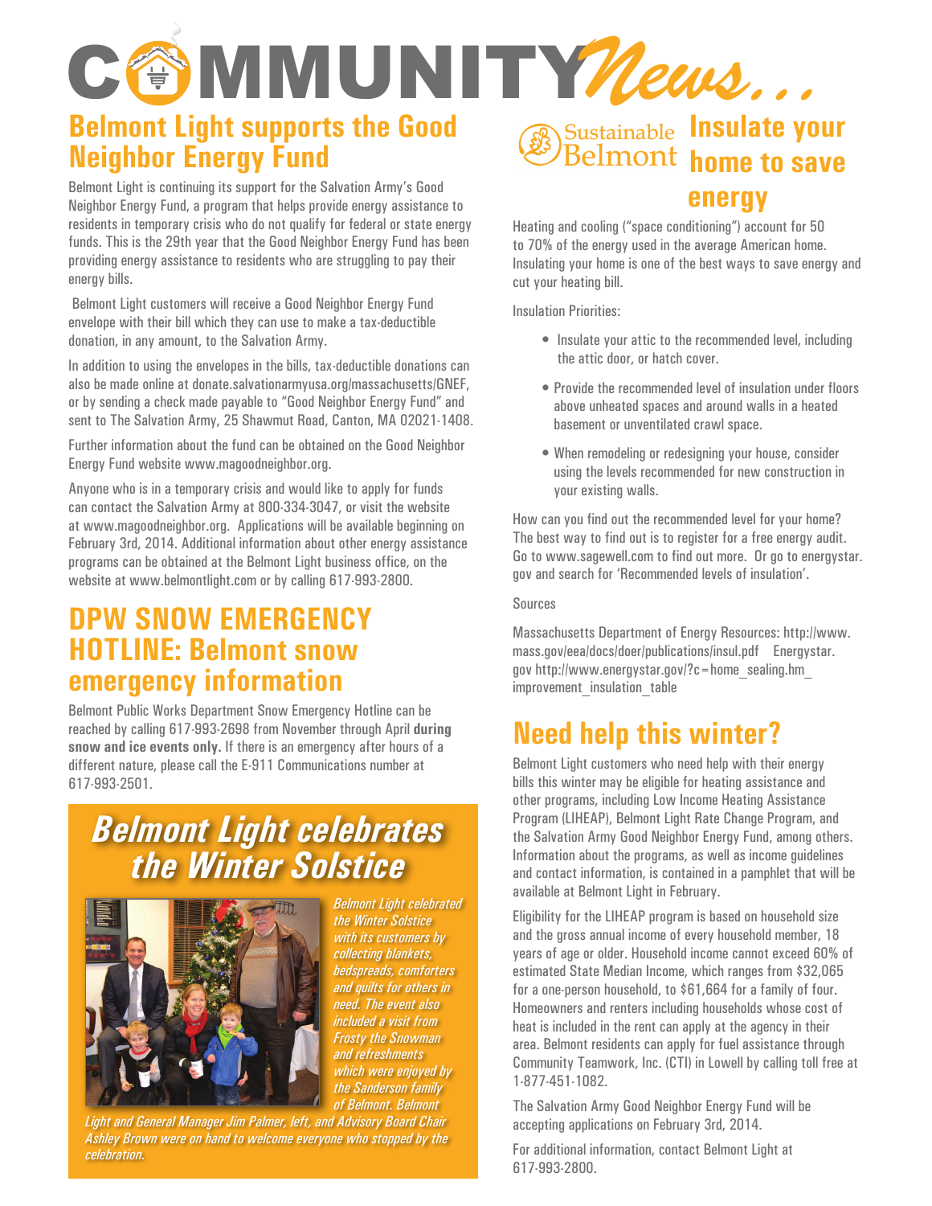# COMMUNITY *News...*

## Belmont Light supports the Good Neighbor Energy Fund

Belmont Light is continuing its support for the Salvation Army's Good Neighbor Energy Fund, a program that helps provide energy assistance to residents in temporary crisis who do not qualify for federal or state energy funds. This is the 29th year that the Good Neighbor Energy Fund has been providing energy assistance to residents who are struggling to pay their energy bills.

Belmont Light customers will receive a Good Neighbor Energy Fund envelope with their bill which they can use to make a tax-deductible donation, in any amount, to the Salvation Army.

In addition to using the envelopes in the bills, tax-deductible donations can also be made online at donate.salvationarmyusa.org/massachusetts/GNEF, or by sending a check made payable to "Good Neighbor Energy Fund" and sent to The Salvation Army, 25 Shawmut Road, Canton, MA 02021-1408.

Further information about the fund can be obtained on the Good Neighbor Energy Fund website www.magoodneighbor.org.

Anyone who is in a temporary crisis and would like to apply for funds can contact the Salvation Army at 800-334-3047, or visit the website at www.magoodneighbor.org. Applications will be available beginning on February 3rd, 2014. Additional information about other energy assistance programs can be obtained at the Belmont Light business office, on the website at www.belmontlight.com or by calling 617-993-2800.

## DPW SNOW EMERGENCY HOTLINE: Belmont snow emergency information

Belmont Public Works Department Snow Emergency Hotline can be reached by calling 617-993-2698 from November through April **during snow and ice events only.** If there is an emergency after hours of a different nature, please call the E-911 Communications number at 617-993-2501.

## *Belmont Light celebrates the Winter Solstice*

*Belmont Light celebrated the Winter Solstice with its customers by collecting blankets, bedspreads, comforters and quilts for others in need. The event also included a visit from Frosty the Snowman and refreshments which were enjoyed by the Sanderson family of Belmont. Belmont Light and General Manager Jim Palmer, left, and Advisory Board Chair Ashley Brown were on hand to welcome everyone who stopped by the celebration.*

## Sustainable Belmont — Insulate your home to save energy

Heating and cooling ("space conditioning") account for 50 to 70% of the energy used in the average American home. Insulating your home is one of the best ways to save energy and cut your heating bill.

Insulation Priorities:

- Insulate your attic to the recommended level, including the attic door, or hatch cover.
- Provide the recommended level of insulation under floors above unheated spaces and around walls in a heated basement or unventilated crawl space.
- When remodeling or redesigning your house, consider using the levels recommended for new construction in your existing walls.

How can you find out the recommended level for your home? The best way to find out is to register for a free energy audit. Go to www.sagewell.com to find out more. Or go to energystar.gov and search for 'Recommended levels of insulation'.

Sources

Massachusetts Department of Energy Resources: http://www.mass.gov/eea/docs/doer/publications/insul.pdf Energystar.gov http://www.energystar.gov/?c=home_sealing.hm_improvement_insulation_table

## Need help this winter?

Belmont Light customers who need help with their energy bills this winter may be eligible for heating assistance and other programs, including Low Income Heating Assistance Program (LIHEAP), Belmont Light Rate Change Program, and the Salvation Army Good Neighbor Energy Fund, among others. Information about the programs, as well as income guidelines and contact information, is contained in a pamphlet that will be available at Belmont Light in February.

Eligibility for the LIHEAP program is based on household size and the gross annual income of every household member, 18 years of age or older. Household income cannot exceed 60% of estimated State Median Income, which ranges from $32,065 for a one-person household, to $61,664 for a family of four. Homeowners and renters including households whose cost of heat is included in the rent can apply at the agency in their area. Belmont residents can apply for fuel assistance through Community Teamwork, Inc. (CTI) in Lowell by calling toll free at 1-877-451-1082.

The Salvation Army Good Neighbor Energy Fund will be accepting applications on February 3rd, 2014.

For additional information, contact Belmont Light at 617-993-2800.